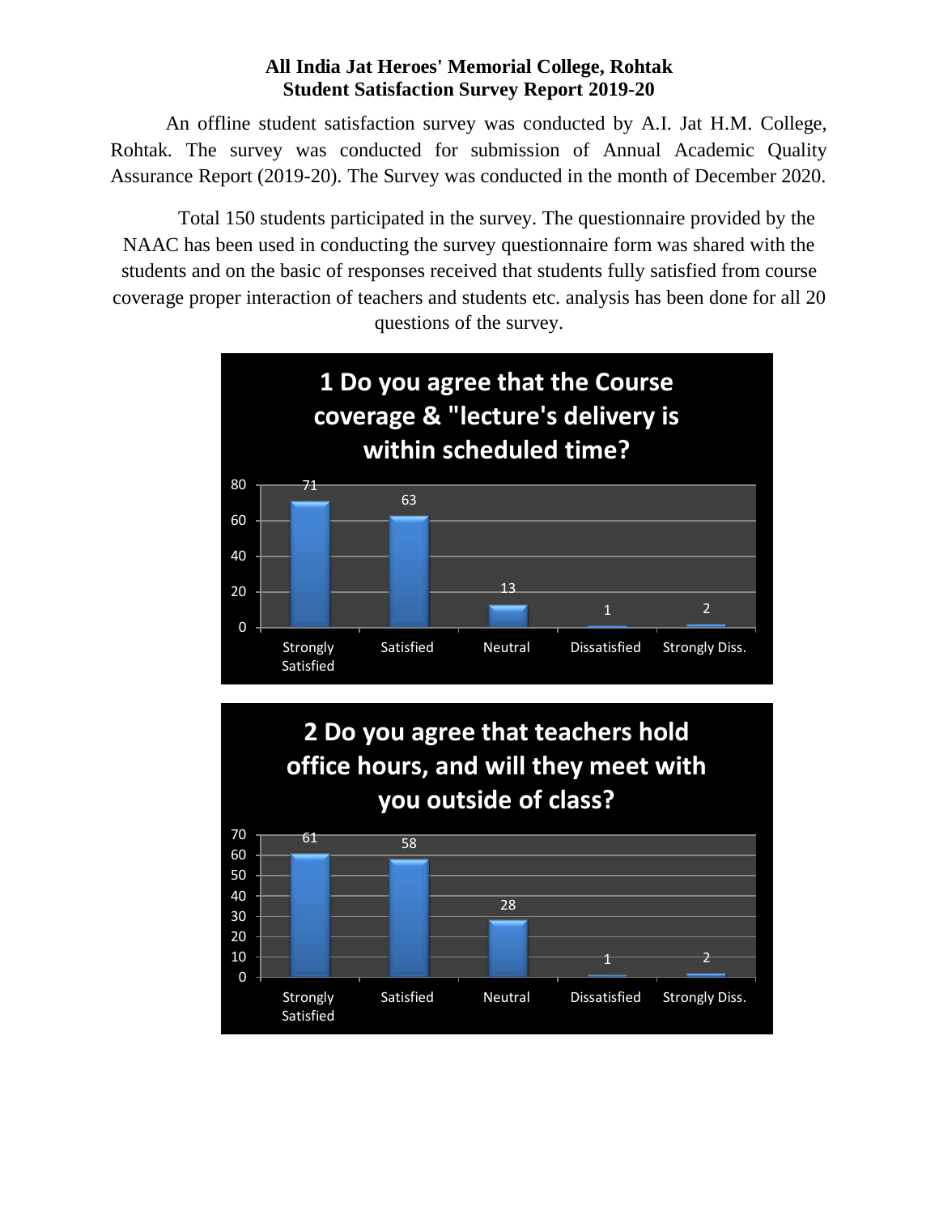**All India Jat Heroes' Memorial College, Rohtak**
**Student Satisfaction Survey Report 2019-20**

An offline student satisfaction survey was conducted by A.I. Jat H.M. College, Rohtak. The survey was conducted for submission of Annual Academic Quality Assurance Report (2019-20). The Survey was conducted in the month of December 2020.

Total 150 students participated in the survey. The questionnaire provided by the NAAC has been used in conducting the survey questionnaire form was shared with the students and on the basic of responses received that students fully satisfied from course coverage proper interaction of teachers and students etc. analysis has been done for all 20 questions of the survey.

**1 Do you agree that the Course coverage & "lecture's delivery is within scheduled time?**

| Strongly Satisfied | Satisfied | Neutral | Dissatisfied | Strongly Diss. |
|---|---|---|---|---|
| 71 | 63 | 13 | 1 | 2 |

**2 Do you agree that teachers hold office hours, and will they meet with you outside of class?**

| Strongly Satisfied | Satisfied | Neutral | Dissatisfied | Strongly Diss. |
|---|---|---|---|---|
| 61 | 58 | 28 | 1 | 2 |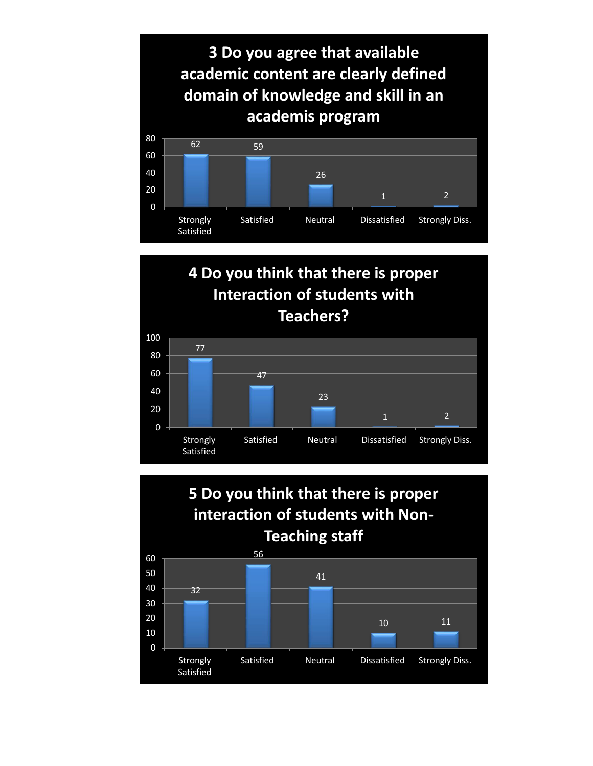### 3 Do you agree that available academic content are clearly defined domain of knowledge and skill in an academis program

| Strongly Satisfied | Satisfied | Neutral | Dissatisfied | Strongly Diss. |
|---|---|---|---|---|
| 62 | 59 | 26 | 1 | 2 |

### 4 Do you think that there is proper Interaction of students with Teachers?

| Strongly Satisfied | Satisfied | Neutral | Dissatisfied | Strongly Diss. |
|---|---|---|---|---|
| 77 | 47 | 23 | 1 | 2 |

### 5 Do you think that there is proper interaction of students with Non-Teaching staff

| Strongly Satisfied | Satisfied | Neutral | Dissatisfied | Strongly Diss. |
|---|---|---|---|---|
| 32 | 56 | 41 | 10 | 11 |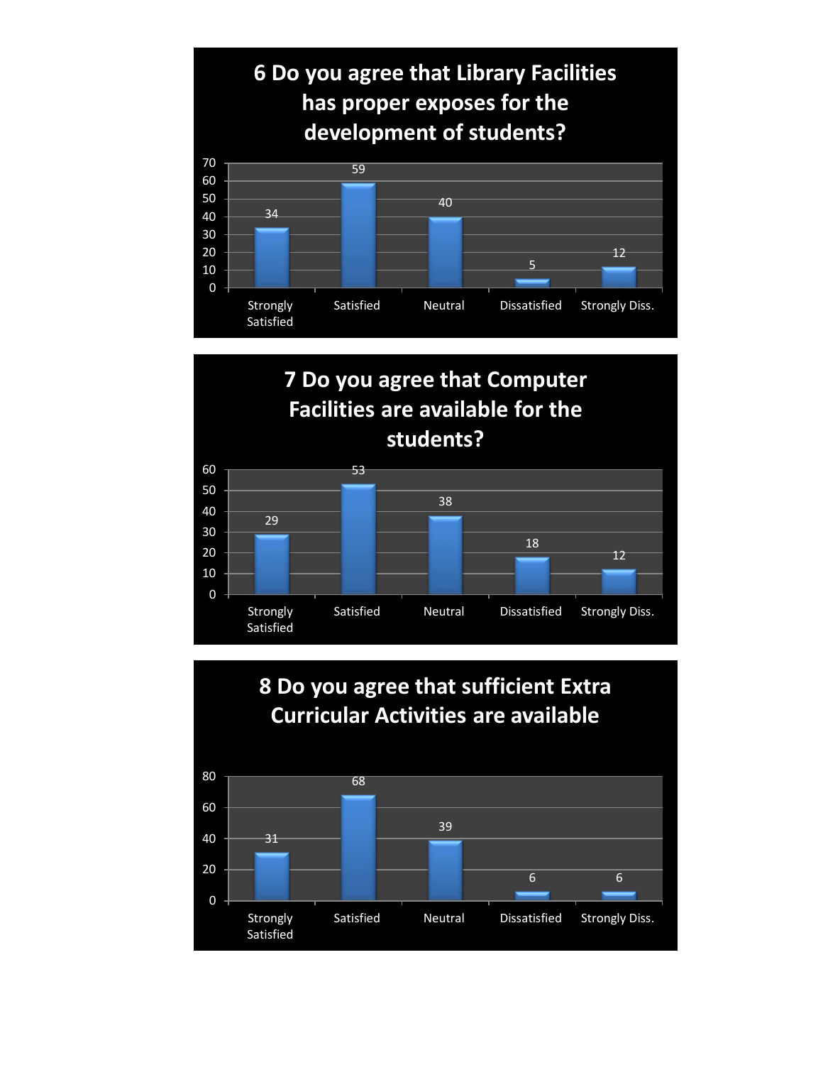## 6 Do you agree that Library Facilities has proper exposes for the development of students?

| Strongly Satisfied | Satisfied | Neutral | Dissatisfied | Strongly Diss. |
|---|---|---|---|---|
| 34 | 59 | 40 | 5 | 12 |

## 7 Do you agree that Computer Facilities are available for the students?

| Strongly Satisfied | Satisfied | Neutral | Dissatisfied | Strongly Diss. |
|---|---|---|---|---|
| 29 | 53 | 38 | 18 | 12 |

## 8 Do you agree that sufficient Extra Curricular Activities are available

| Strongly Satisfied | Satisfied | Neutral | Dissatisfied | Strongly Diss. |
|---|---|---|---|---|
| 31 | 68 | 39 | 6 | 6 |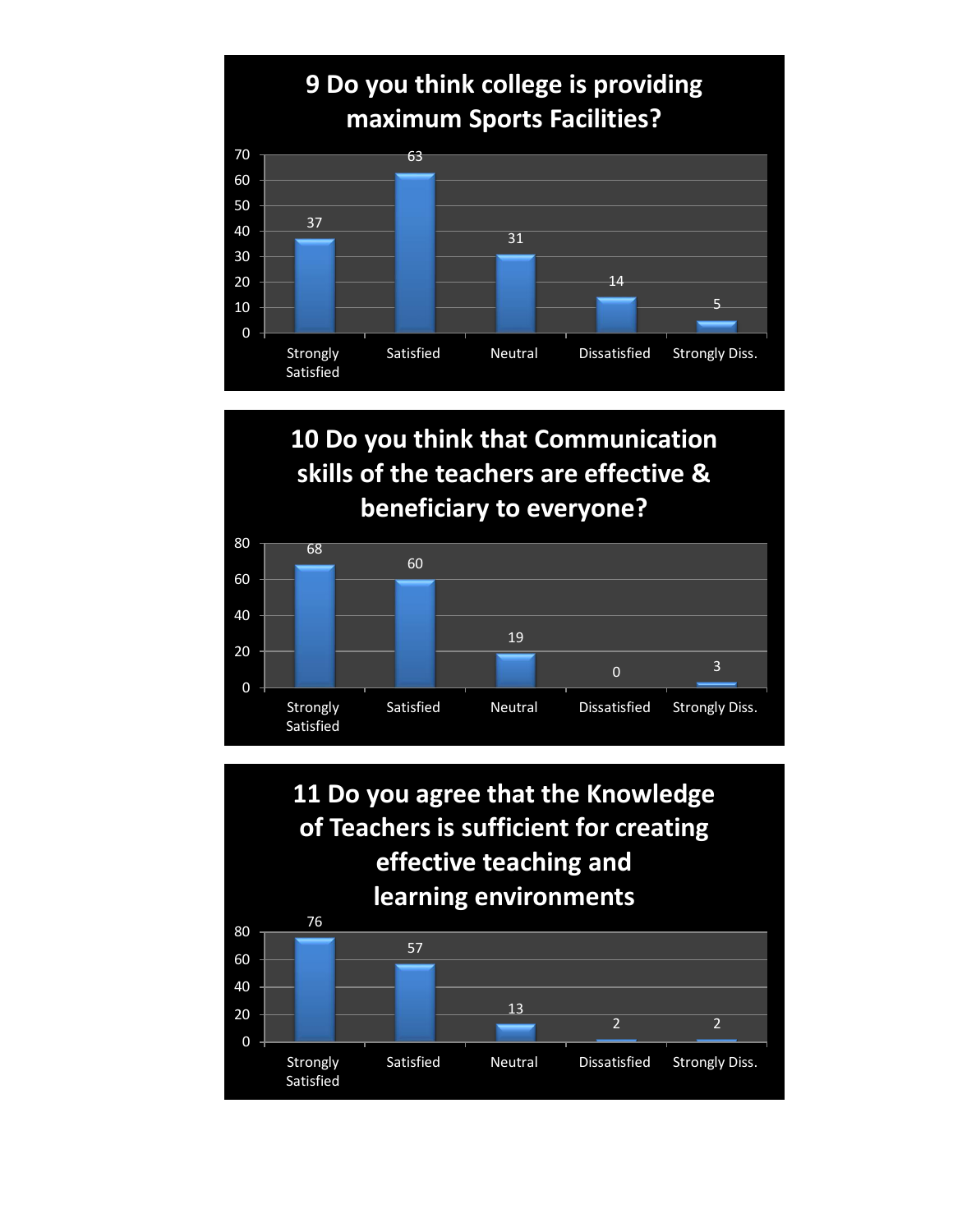## 9 Do you think college is providing maximum Sports Facilities?

| Response | Count |
|---|---|
| Strongly Satisfied | 37 |
| Satisfied | 63 |
| Neutral | 31 |
| Dissatisfied | 14 |
| Strongly Diss. | 5 |

## 10 Do you think that Communication skills of the teachers are effective & beneficiary to everyone?

| Response | Count |
|---|---|
| Strongly Satisfied | 68 |
| Satisfied | 60 |
| Neutral | 19 |
| Dissatisfied | 0 |
| Strongly Diss. | 3 |

## 11 Do you agree that the Knowledge of Teachers is sufficient for creating effective teaching and learning environments

| Response | Count |
|---|---|
| Strongly Satisfied | 76 |
| Satisfied | 57 |
| Neutral | 13 |
| Dissatisfied | 2 |
| Strongly Diss. | 2 |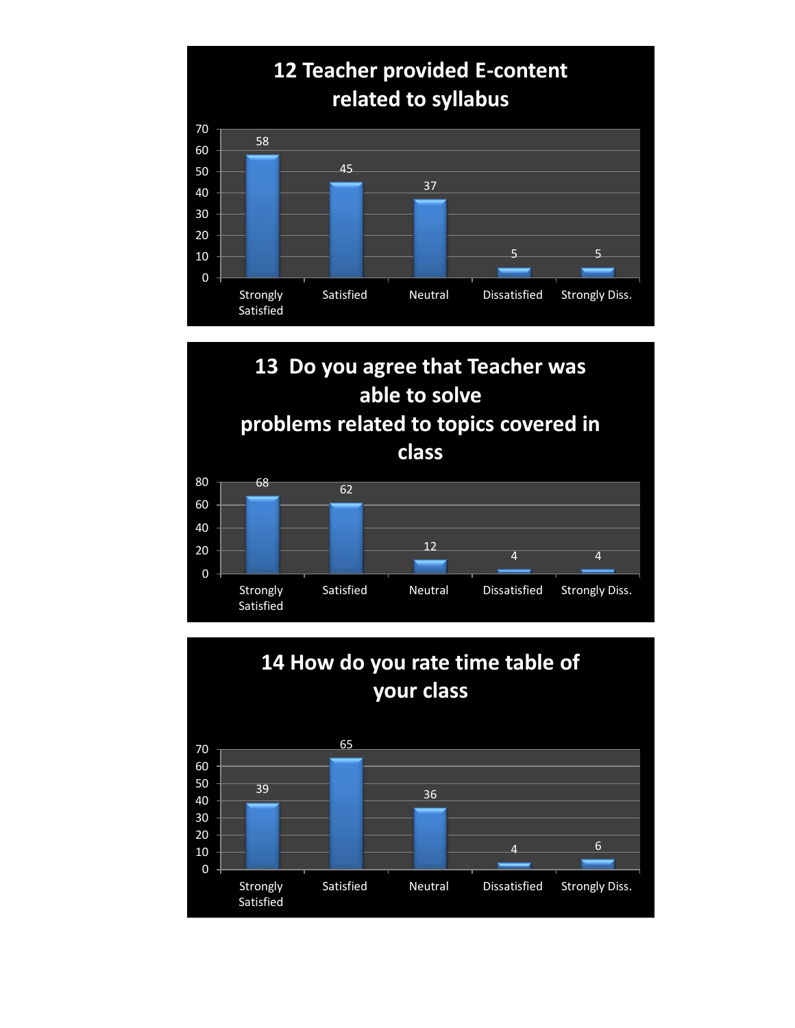## 12 Teacher provided E-content related to syllabus

| Strongly Satisfied | Satisfied | Neutral | Dissatisfied | Strongly Diss. |
|---|---|---|---|---|
| 58 | 45 | 37 | 5 | 5 |

## 13 Do you agree that Teacher was able to solve problems related to topics covered in class

| Strongly Satisfied | Satisfied | Neutral | Dissatisfied | Strongly Diss. |
|---|---|---|---|---|
| 68 | 62 | 12 | 4 | 4 |

## 14 How do you rate time table of your class

| Strongly Satisfied | Satisfied | Neutral | Dissatisfied | Strongly Diss. |
|---|---|---|---|---|
| 39 | 65 | 36 | 4 | 6 |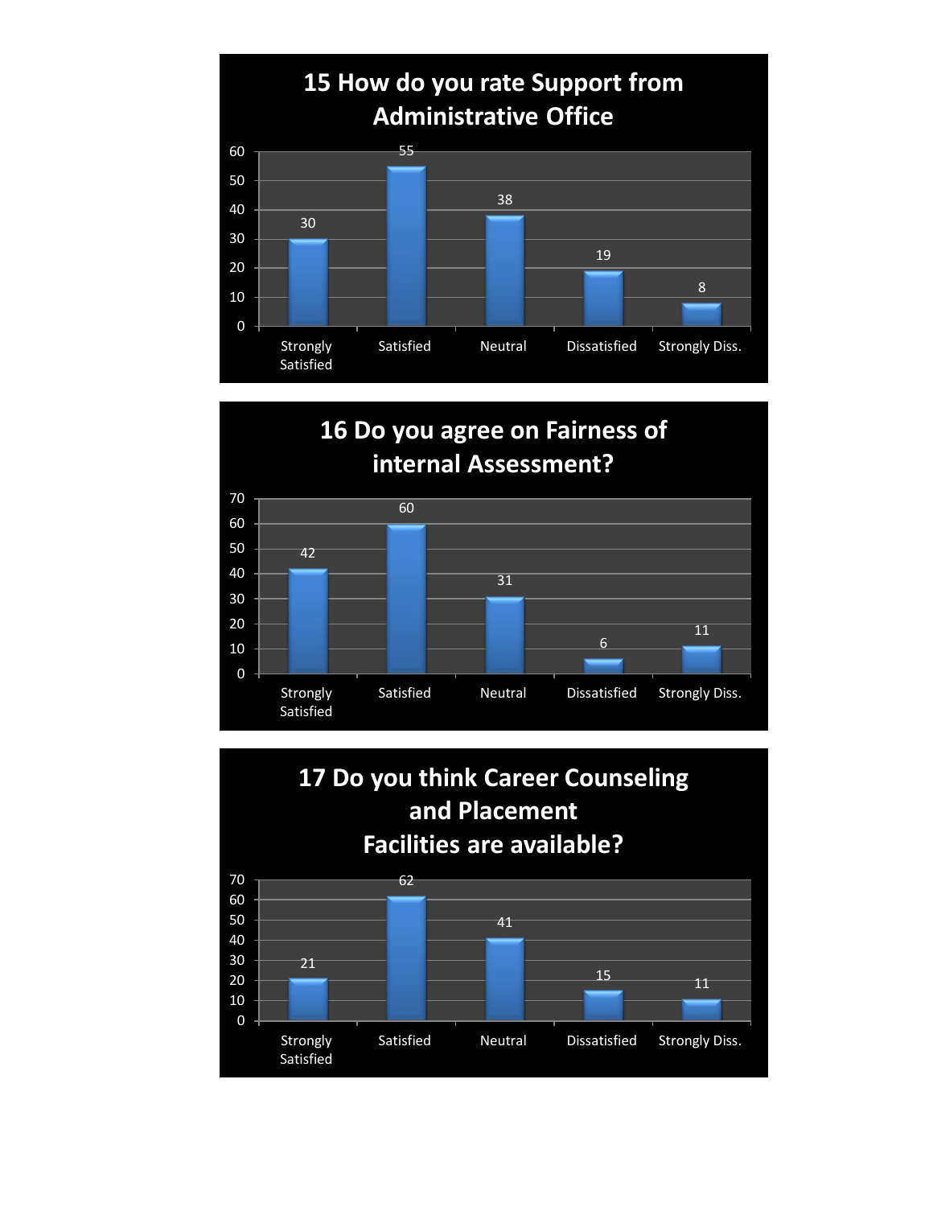## 15 How do you rate Support from Administrative Office

| Strongly Satisfied | Satisfied | Neutral | Dissatisfied | Strongly Diss. |
|---|---|---|---|---|
| 30 | 55 | 38 | 19 | 8 |

## 16 Do you agree on Fairness of internal Assessment?

| Strongly Satisfied | Satisfied | Neutral | Dissatisfied | Strongly Diss. |
|---|---|---|---|---|
| 42 | 60 | 31 | 6 | 11 |

## 17 Do you think Career Counseling and Placement Facilities are available?

| Strongly Satisfied | Satisfied | Neutral | Dissatisfied | Strongly Diss. |
|---|---|---|---|---|
| 21 | 62 | 41 | 15 | 11 |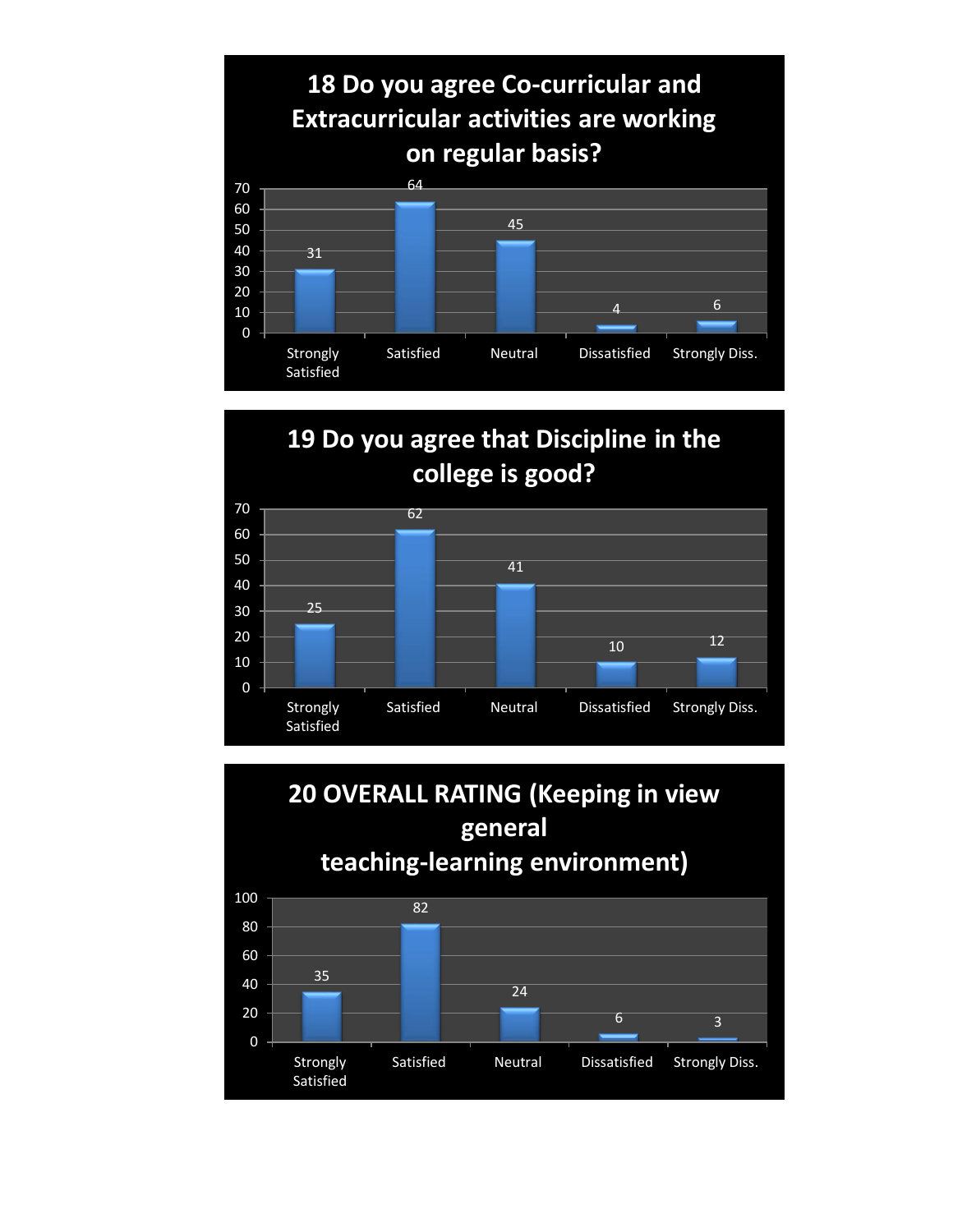## 18 Do you agree Co-curricular and Extracurricular activities are working on regular basis?

| Response | Count |
|---|---|
| Strongly Satisfied | 31 |
| Satisfied | 64 |
| Neutral | 45 |
| Dissatisfied | 4 |
| Strongly Diss. | 6 |

## 19 Do you agree that Discipline in the college is good?

| Response | Count |
|---|---|
| Strongly Satisfied | 25 |
| Satisfied | 62 |
| Neutral | 41 |
| Dissatisfied | 10 |
| Strongly Diss. | 12 |

## 20 OVERALL RATING (Keeping in view general teaching-learning environment)

| Response | Count |
|---|---|
| Strongly Satisfied | 35 |
| Satisfied | 82 |
| Neutral | 24 |
| Dissatisfied | 6 |
| Strongly Diss. | 3 |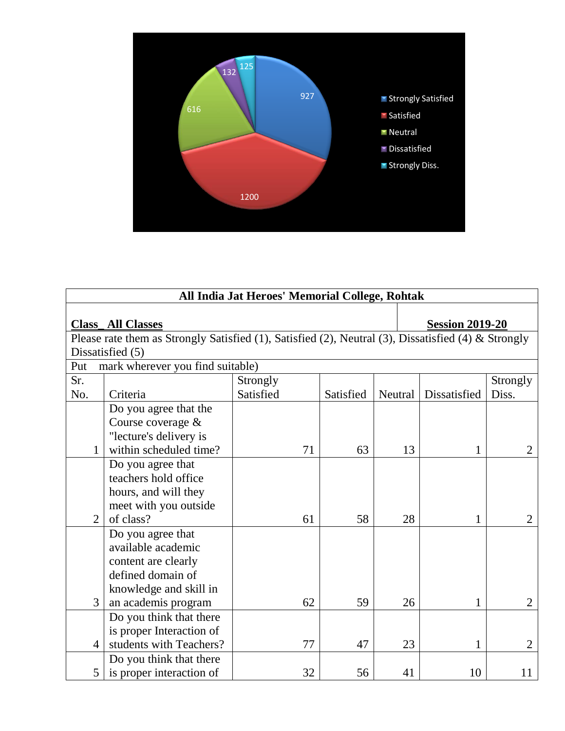| All India Jat Heroes' Memorial College, Rohtak | | | | | |
|---|---|---|---|---|---|
| **Class_ All Classes** | | | | **Session 2019-20** | |
| Please rate them as Strongly Satisfied (1), Satisfied (2), Neutral (3), Dissatisfied (4) & Strongly Dissatisfied (5) | | | | | |
| Put mark wherever you find suitable) | | | | | |
| Sr. No. | Criteria | Strongly Satisfied | Satisfied | Neutral | Dissatisfied | Strongly Diss. |
| 1 | Do you agree that the Course coverage & "lecture's delivery is within scheduled time? | 71 | 63 | 13 | 1 | 2 |
| 2 | Do you agree that teachers hold office hours, and will they meet with you outside of class? | 61 | 58 | 28 | 1 | 2 |
| 3 | Do you agree that available academic content are clearly defined domain of knowledge and skill in an academis program | 62 | 59 | 26 | 1 | 2 |
| 4 | Do you think that there is proper Interaction of students with Teachers? | 77 | 47 | 23 | 1 | 2 |
| 5 | Do you think that there is proper interaction of | 32 | 56 | 41 | 10 | 11 |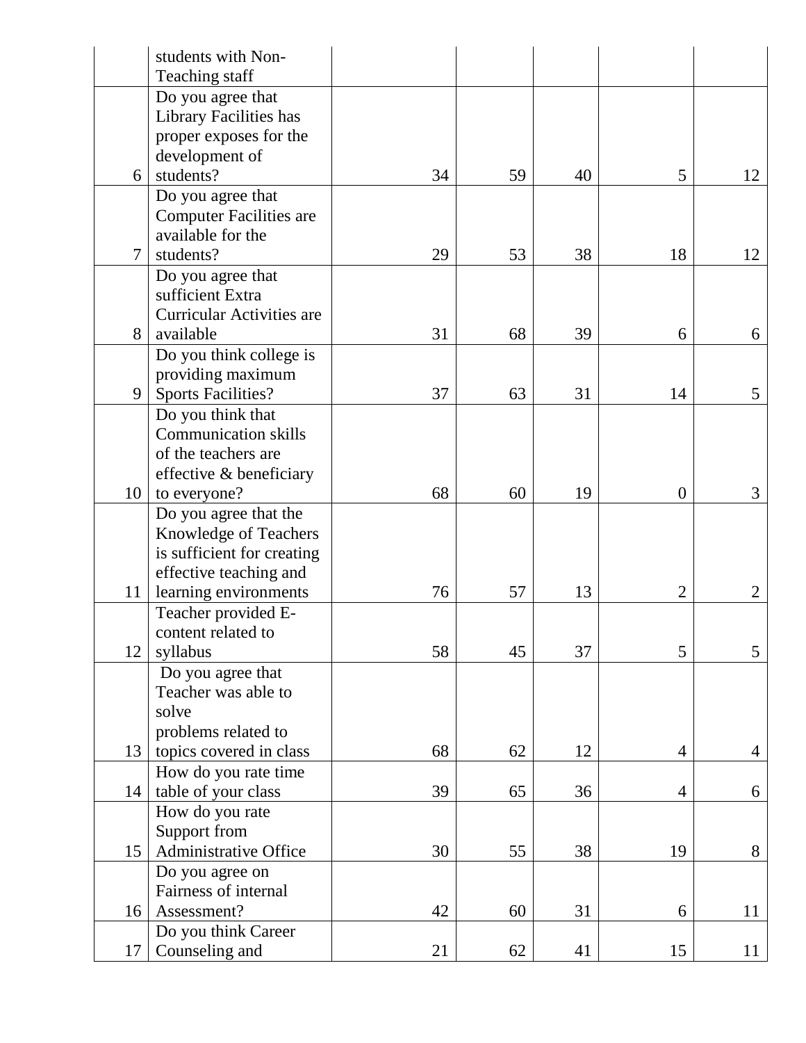|  | students with Non-Teaching staff |  |  |  |  |  |
|---|---|---|---|---|---|---|
| 6 | Do you agree that Library Facilities has proper exposes for the development of students? | 34 | 59 | 40 | 5 | 12 |
| 7 | Do you agree that Computer Facilities are available for the students? | 29 | 53 | 38 | 18 | 12 |
| 8 | Do you agree that sufficient Extra Curricular Activities are available | 31 | 68 | 39 | 6 | 6 |
| 9 | Do you think college is providing maximum Sports Facilities? | 37 | 63 | 31 | 14 | 5 |
| 10 | Do you think that Communication skills of the teachers are effective & beneficiary to everyone? | 68 | 60 | 19 | 0 | 3 |
| 11 | Do you agree that the Knowledge of Teachers is sufficient for creating effective teaching and learning environments | 76 | 57 | 13 | 2 | 2 |
| 12 | Teacher provided E-content related to syllabus | 58 | 45 | 37 | 5 | 5 |
| 13 | Do you agree that Teacher was able to solve problems related to topics covered in class | 68 | 62 | 12 | 4 | 4 |
| 14 | How do you rate time table of your class | 39 | 65 | 36 | 4 | 6 |
| 15 | How do you rate Support from Administrative Office | 30 | 55 | 38 | 19 | 8 |
| 16 | Do you agree on Fairness of internal Assessment? | 42 | 60 | 31 | 6 | 11 |
| 17 | Do you think Career Counseling and | 21 | 62 | 41 | 15 | 11 |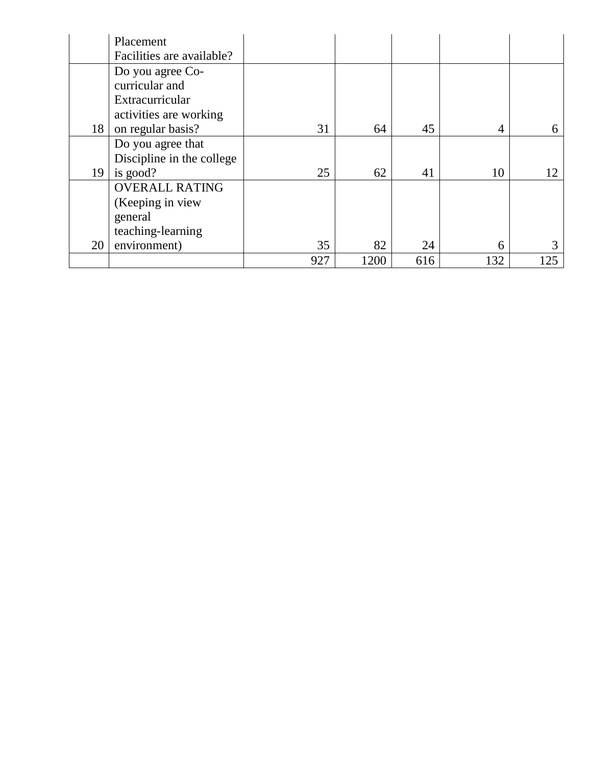| | | | | | | |
|---|---|---|---|---|---|---|
| | Placement Facilities are available? | | | | | |
| 18 | Do you agree Co-curricular and Extracurricular activities are working on regular basis? | 31 | 64 | 45 | 4 | 6 |
| 19 | Do you agree that Discipline in the college is good? | 25 | 62 | 41 | 10 | 12 |
| 20 | OVERALL RATING (Keeping in view general teaching-learning environment) | 35 | 82 | 24 | 6 | 3 |
| | | 927 | 1200 | 616 | 132 | 125 |